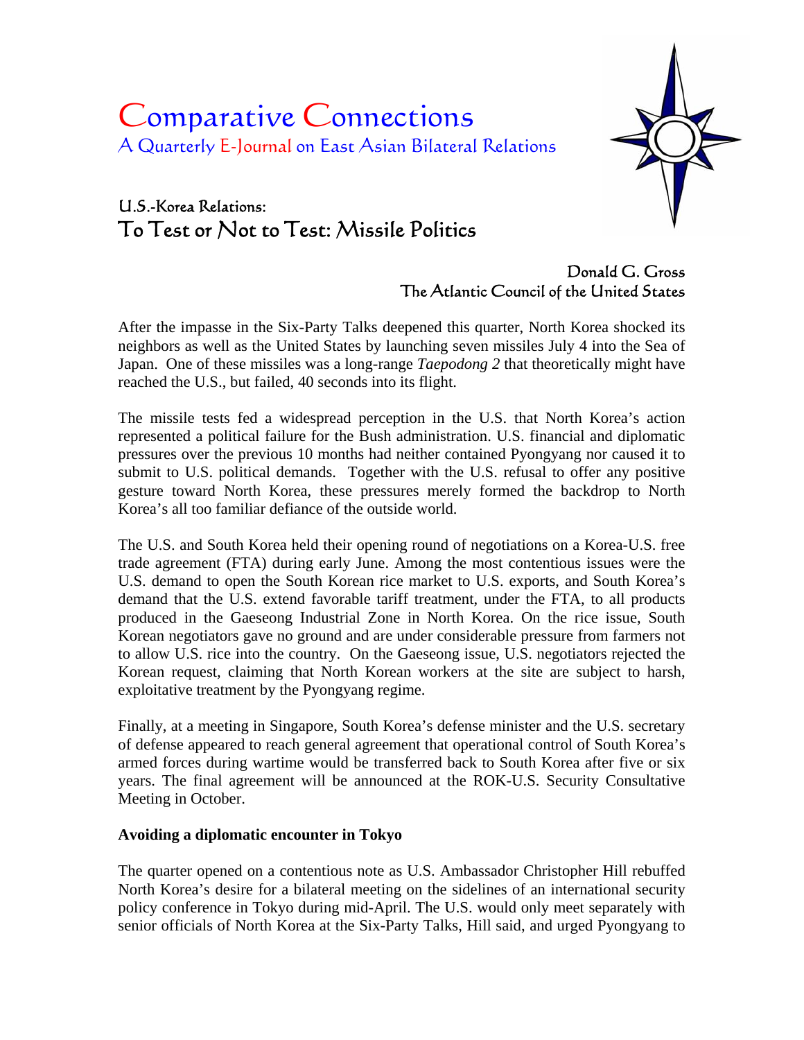# Comparative Connections

A Quarterly E-Journal on East Asian Bilateral Relations

## U.S.-Korea Relations:
## To Test or Not to Test: Missile Politics

Donald G. Gross
The Atlantic Council of the United States

After the impasse in the Six-Party Talks deepened this quarter, North Korea shocked its neighbors as well as the United States by launching seven missiles July 4 into the Sea of Japan. One of these missiles was a long-range *Taepodong 2* that theoretically might have reached the U.S., but failed, 40 seconds into its flight.

The missile tests fed a widespread perception in the U.S. that North Korea's action represented a political failure for the Bush administration. U.S. financial and diplomatic pressures over the previous 10 months had neither contained Pyongyang nor caused it to submit to U.S. political demands. Together with the U.S. refusal to offer any positive gesture toward North Korea, these pressures merely formed the backdrop to North Korea's all too familiar defiance of the outside world.

The U.S. and South Korea held their opening round of negotiations on a Korea-U.S. free trade agreement (FTA) during early June. Among the most contentious issues were the U.S. demand to open the South Korean rice market to U.S. exports, and South Korea's demand that the U.S. extend favorable tariff treatment, under the FTA, to all products produced in the Gaeseong Industrial Zone in North Korea. On the rice issue, South Korean negotiators gave no ground and are under considerable pressure from farmers not to allow U.S. rice into the country. On the Gaeseong issue, U.S. negotiators rejected the Korean request, claiming that North Korean workers at the site are subject to harsh, exploitative treatment by the Pyongyang regime.

Finally, at a meeting in Singapore, South Korea's defense minister and the U.S. secretary of defense appeared to reach general agreement that operational control of South Korea's armed forces during wartime would be transferred back to South Korea after five or six years. The final agreement will be announced at the ROK-U.S. Security Consultative Meeting in October.

**Avoiding a diplomatic encounter in Tokyo**

The quarter opened on a contentious note as U.S. Ambassador Christopher Hill rebuffed North Korea's desire for a bilateral meeting on the sidelines of an international security policy conference in Tokyo during mid-April. The U.S. would only meet separately with senior officials of North Korea at the Six-Party Talks, Hill said, and urged Pyongyang to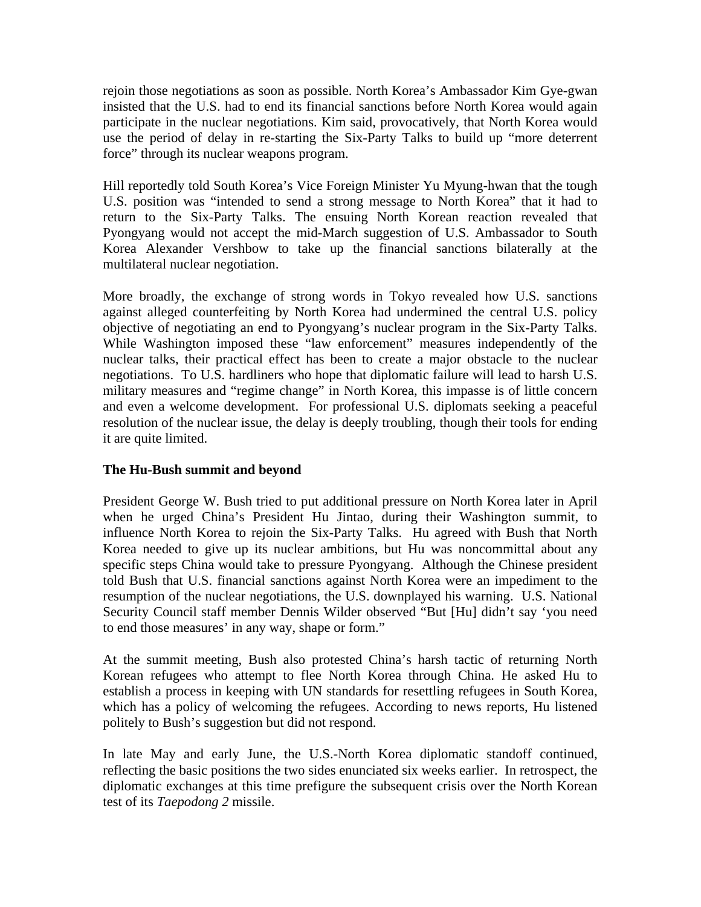rejoin those negotiations as soon as possible. North Korea's Ambassador Kim Gye-gwan insisted that the U.S. had to end its financial sanctions before North Korea would again participate in the nuclear negotiations. Kim said, provocatively, that North Korea would use the period of delay in re-starting the Six-Party Talks to build up "more deterrent force" through its nuclear weapons program.

Hill reportedly told South Korea's Vice Foreign Minister Yu Myung-hwan that the tough U.S. position was "intended to send a strong message to North Korea" that it had to return to the Six-Party Talks. The ensuing North Korean reaction revealed that Pyongyang would not accept the mid-March suggestion of U.S. Ambassador to South Korea Alexander Vershbow to take up the financial sanctions bilaterally at the multilateral nuclear negotiation.

More broadly, the exchange of strong words in Tokyo revealed how U.S. sanctions against alleged counterfeiting by North Korea had undermined the central U.S. policy objective of negotiating an end to Pyongyang's nuclear program in the Six-Party Talks. While Washington imposed these "law enforcement" measures independently of the nuclear talks, their practical effect has been to create a major obstacle to the nuclear negotiations. To U.S. hardliners who hope that diplomatic failure will lead to harsh U.S. military measures and "regime change" in North Korea, this impasse is of little concern and even a welcome development. For professional U.S. diplomats seeking a peaceful resolution of the nuclear issue, the delay is deeply troubling, though their tools for ending it are quite limited.

**The Hu-Bush summit and beyond**

President George W. Bush tried to put additional pressure on North Korea later in April when he urged China's President Hu Jintao, during their Washington summit, to influence North Korea to rejoin the Six-Party Talks. Hu agreed with Bush that North Korea needed to give up its nuclear ambitions, but Hu was noncommittal about any specific steps China would take to pressure Pyongyang. Although the Chinese president told Bush that U.S. financial sanctions against North Korea were an impediment to the resumption of the nuclear negotiations, the U.S. downplayed his warning. U.S. National Security Council staff member Dennis Wilder observed "But [Hu] didn't say 'you need to end those measures' in any way, shape or form."

At the summit meeting, Bush also protested China's harsh tactic of returning North Korean refugees who attempt to flee North Korea through China. He asked Hu to establish a process in keeping with UN standards for resettling refugees in South Korea, which has a policy of welcoming the refugees. According to news reports, Hu listened politely to Bush's suggestion but did not respond.

In late May and early June, the U.S.-North Korea diplomatic standoff continued, reflecting the basic positions the two sides enunciated six weeks earlier. In retrospect, the diplomatic exchanges at this time prefigure the subsequent crisis over the North Korean test of its *Taepodong 2* missile.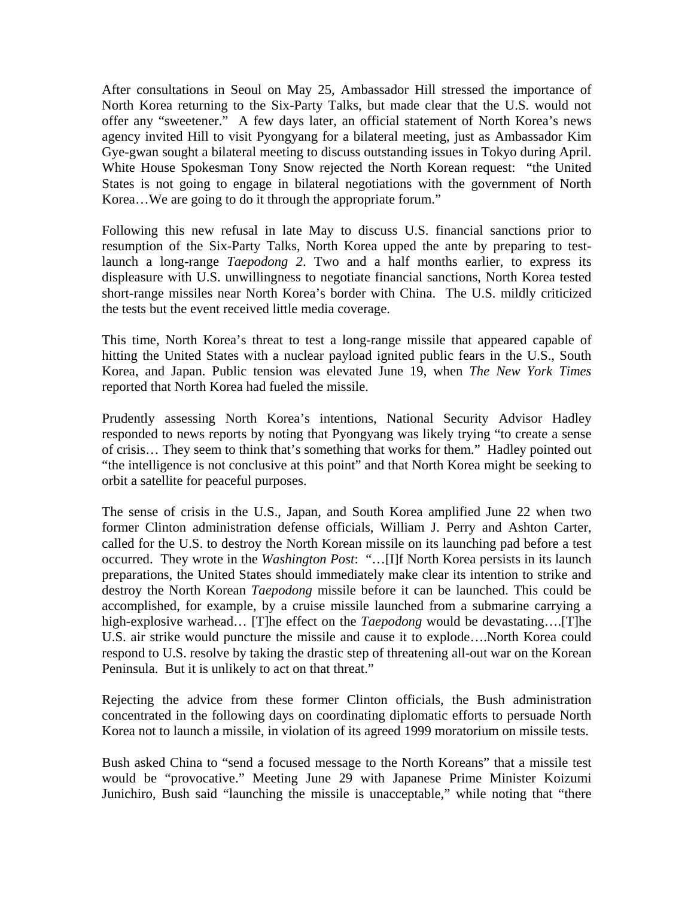After consultations in Seoul on May 25, Ambassador Hill stressed the importance of North Korea returning to the Six-Party Talks, but made clear that the U.S. would not offer any "sweetener." A few days later, an official statement of North Korea's news agency invited Hill to visit Pyongyang for a bilateral meeting, just as Ambassador Kim Gye-gwan sought a bilateral meeting to discuss outstanding issues in Tokyo during April. White House Spokesman Tony Snow rejected the North Korean request: "the United States is not going to engage in bilateral negotiations with the government of North Korea…We are going to do it through the appropriate forum."

Following this new refusal in late May to discuss U.S. financial sanctions prior to resumption of the Six-Party Talks, North Korea upped the ante by preparing to test-launch a long-range *Taepodong 2*. Two and a half months earlier, to express its displeasure with U.S. unwillingness to negotiate financial sanctions, North Korea tested short-range missiles near North Korea's border with China. The U.S. mildly criticized the tests but the event received little media coverage.

This time, North Korea's threat to test a long-range missile that appeared capable of hitting the United States with a nuclear payload ignited public fears in the U.S., South Korea, and Japan. Public tension was elevated June 19, when *The New York Times* reported that North Korea had fueled the missile.

Prudently assessing North Korea's intentions, National Security Advisor Hadley responded to news reports by noting that Pyongyang was likely trying "to create a sense of crisis… They seem to think that's something that works for them." Hadley pointed out "the intelligence is not conclusive at this point" and that North Korea might be seeking to orbit a satellite for peaceful purposes.

The sense of crisis in the U.S., Japan, and South Korea amplified June 22 when two former Clinton administration defense officials, William J. Perry and Ashton Carter, called for the U.S. to destroy the North Korean missile on its launching pad before a test occurred. They wrote in the *Washington Post*: "…[I]f North Korea persists in its launch preparations, the United States should immediately make clear its intention to strike and destroy the North Korean *Taepodong* missile before it can be launched. This could be accomplished, for example, by a cruise missile launched from a submarine carrying a high-explosive warhead… [T]he effect on the *Taepodong* would be devastating….[T]he U.S. air strike would puncture the missile and cause it to explode….North Korea could respond to U.S. resolve by taking the drastic step of threatening all-out war on the Korean Peninsula. But it is unlikely to act on that threat."

Rejecting the advice from these former Clinton officials, the Bush administration concentrated in the following days on coordinating diplomatic efforts to persuade North Korea not to launch a missile, in violation of its agreed 1999 moratorium on missile tests.

Bush asked China to "send a focused message to the North Koreans" that a missile test would be "provocative." Meeting June 29 with Japanese Prime Minister Koizumi Junichiro, Bush said "launching the missile is unacceptable," while noting that "there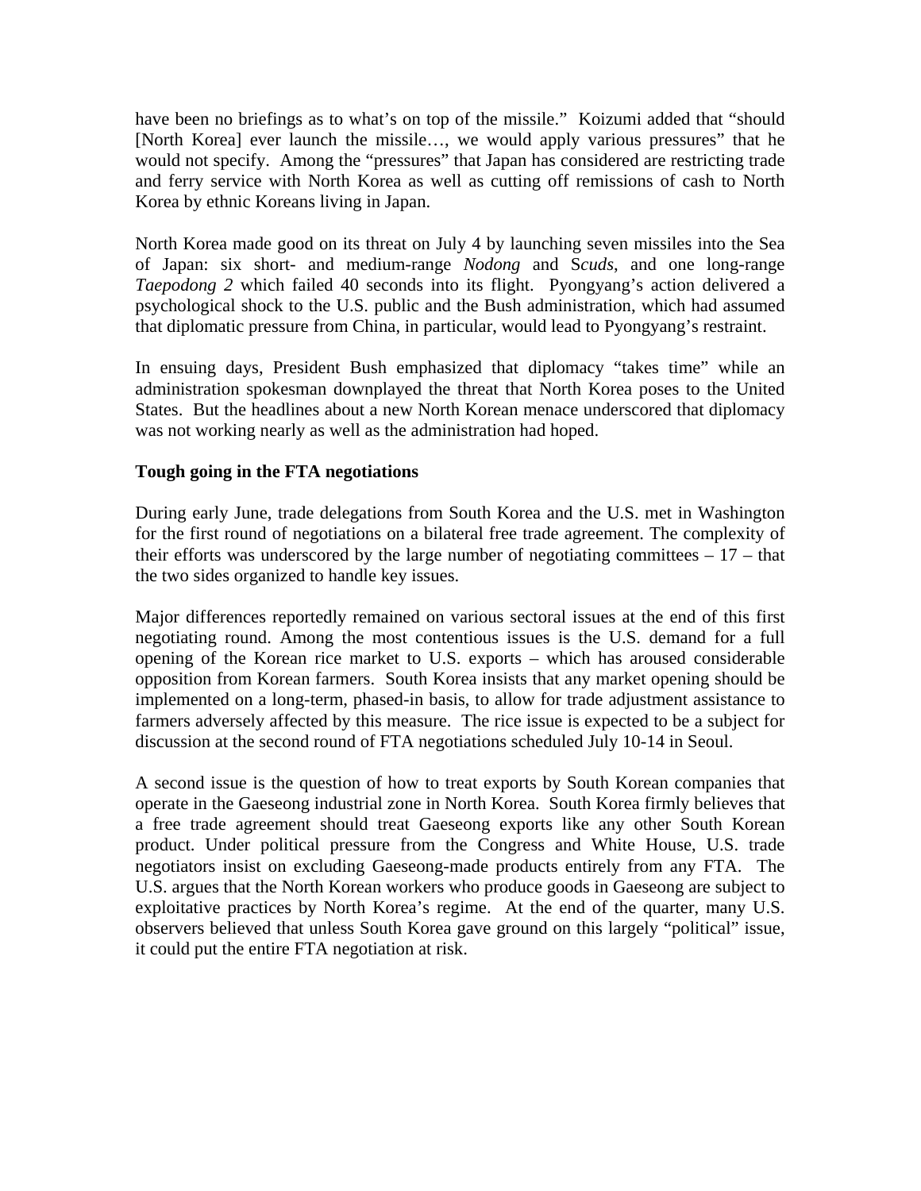have been no briefings as to what's on top of the missile." Koizumi added that "should [North Korea] ever launch the missile…, we would apply various pressures" that he would not specify. Among the "pressures" that Japan has considered are restricting trade and ferry service with North Korea as well as cutting off remissions of cash to North Korea by ethnic Koreans living in Japan.

North Korea made good on its threat on July 4 by launching seven missiles into the Sea of Japan: six short- and medium-range *Nodong* and S*cuds*, and one long-range *Taepodong 2* which failed 40 seconds into its flight. Pyongyang's action delivered a psychological shock to the U.S. public and the Bush administration, which had assumed that diplomatic pressure from China, in particular, would lead to Pyongyang's restraint.

In ensuing days, President Bush emphasized that diplomacy "takes time" while an administration spokesman downplayed the threat that North Korea poses to the United States. But the headlines about a new North Korean menace underscored that diplomacy was not working nearly as well as the administration had hoped.

**Tough going in the FTA negotiations**

During early June, trade delegations from South Korea and the U.S. met in Washington for the first round of negotiations on a bilateral free trade agreement. The complexity of their efforts was underscored by the large number of negotiating committees – 17 – that the two sides organized to handle key issues.

Major differences reportedly remained on various sectoral issues at the end of this first negotiating round. Among the most contentious issues is the U.S. demand for a full opening of the Korean rice market to U.S. exports – which has aroused considerable opposition from Korean farmers. South Korea insists that any market opening should be implemented on a long-term, phased-in basis, to allow for trade adjustment assistance to farmers adversely affected by this measure. The rice issue is expected to be a subject for discussion at the second round of FTA negotiations scheduled July 10-14 in Seoul.

A second issue is the question of how to treat exports by South Korean companies that operate in the Gaeseong industrial zone in North Korea. South Korea firmly believes that a free trade agreement should treat Gaeseong exports like any other South Korean product. Under political pressure from the Congress and White House, U.S. trade negotiators insist on excluding Gaeseong-made products entirely from any FTA. The U.S. argues that the North Korean workers who produce goods in Gaeseong are subject to exploitative practices by North Korea's regime. At the end of the quarter, many U.S. observers believed that unless South Korea gave ground on this largely "political" issue, it could put the entire FTA negotiation at risk.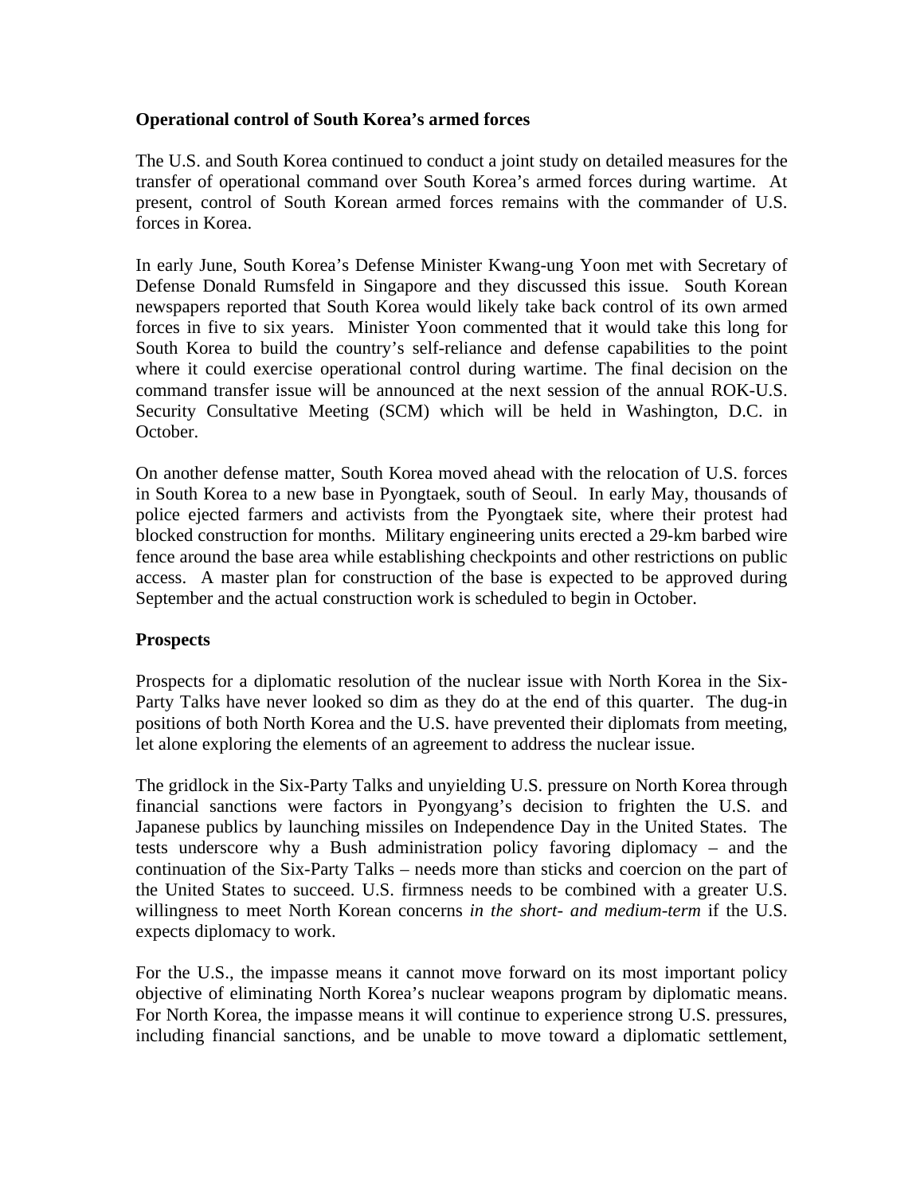**Operational control of South Korea's armed forces**

The U.S. and South Korea continued to conduct a joint study on detailed measures for the transfer of operational command over South Korea's armed forces during wartime. At present, control of South Korean armed forces remains with the commander of U.S. forces in Korea.

In early June, South Korea's Defense Minister Kwang-ung Yoon met with Secretary of Defense Donald Rumsfeld in Singapore and they discussed this issue. South Korean newspapers reported that South Korea would likely take back control of its own armed forces in five to six years. Minister Yoon commented that it would take this long for South Korea to build the country's self-reliance and defense capabilities to the point where it could exercise operational control during wartime. The final decision on the command transfer issue will be announced at the next session of the annual ROK-U.S. Security Consultative Meeting (SCM) which will be held in Washington, D.C. in October.

On another defense matter, South Korea moved ahead with the relocation of U.S. forces in South Korea to a new base in Pyongtaek, south of Seoul. In early May, thousands of police ejected farmers and activists from the Pyongtaek site, where their protest had blocked construction for months. Military engineering units erected a 29-km barbed wire fence around the base area while establishing checkpoints and other restrictions on public access. A master plan for construction of the base is expected to be approved during September and the actual construction work is scheduled to begin in October.

**Prospects**

Prospects for a diplomatic resolution of the nuclear issue with North Korea in the Six-Party Talks have never looked so dim as they do at the end of this quarter. The dug-in positions of both North Korea and the U.S. have prevented their diplomats from meeting, let alone exploring the elements of an agreement to address the nuclear issue.

The gridlock in the Six-Party Talks and unyielding U.S. pressure on North Korea through financial sanctions were factors in Pyongyang's decision to frighten the U.S. and Japanese publics by launching missiles on Independence Day in the United States. The tests underscore why a Bush administration policy favoring diplomacy – and the continuation of the Six-Party Talks – needs more than sticks and coercion on the part of the United States to succeed. U.S. firmness needs to be combined with a greater U.S. willingness to meet North Korean concerns *in the short- and medium-term* if the U.S. expects diplomacy to work.

For the U.S., the impasse means it cannot move forward on its most important policy objective of eliminating North Korea's nuclear weapons program by diplomatic means. For North Korea, the impasse means it will continue to experience strong U.S. pressures, including financial sanctions, and be unable to move toward a diplomatic settlement,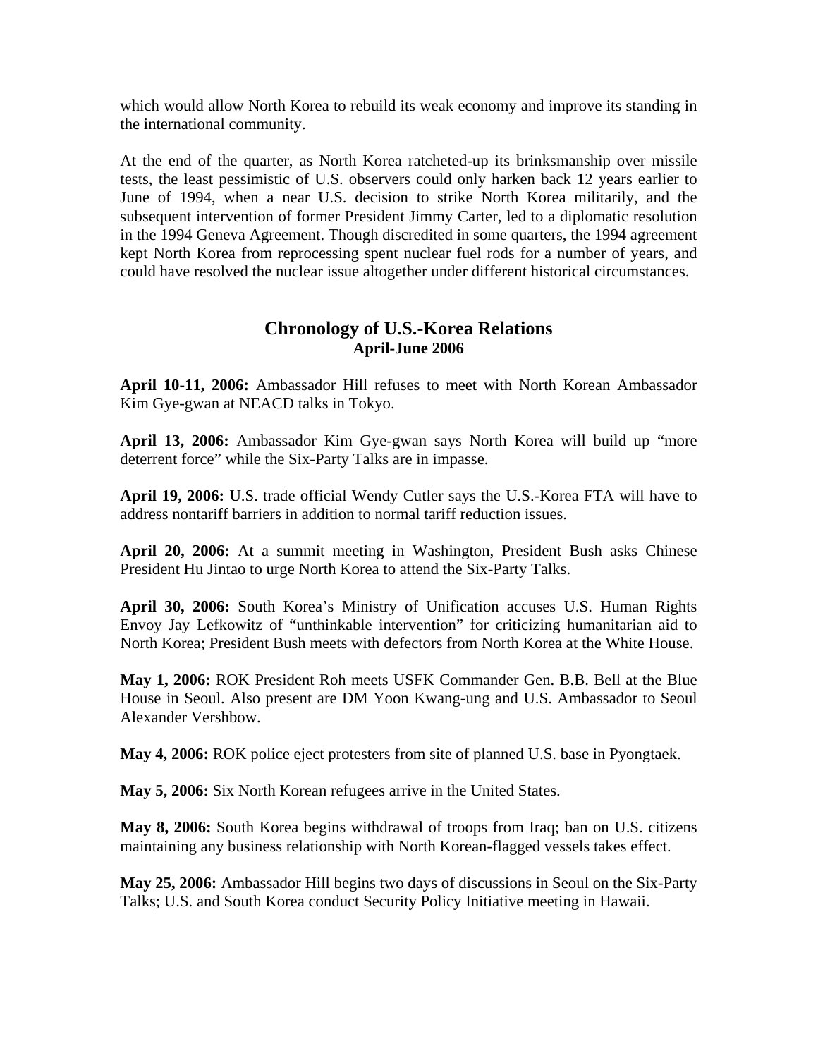which would allow North Korea to rebuild its weak economy and improve its standing in the international community.

At the end of the quarter, as North Korea ratcheted-up its brinksmanship over missile tests, the least pessimistic of U.S. observers could only harken back 12 years earlier to June of 1994, when a near U.S. decision to strike North Korea militarily, and the subsequent intervention of former President Jimmy Carter, led to a diplomatic resolution in the 1994 Geneva Agreement. Though discredited in some quarters, the 1994 agreement kept North Korea from reprocessing spent nuclear fuel rods for a number of years, and could have resolved the nuclear issue altogether under different historical circumstances.

## Chronology of U.S.-Korea Relations
### April-June 2006

**April 10-11, 2006:** Ambassador Hill refuses to meet with North Korean Ambassador Kim Gye-gwan at NEACD talks in Tokyo.

**April 13, 2006:** Ambassador Kim Gye-gwan says North Korea will build up "more deterrent force" while the Six-Party Talks are in impasse.

**April 19, 2006:** U.S. trade official Wendy Cutler says the U.S.-Korea FTA will have to address nontariff barriers in addition to normal tariff reduction issues.

**April 20, 2006:** At a summit meeting in Washington, President Bush asks Chinese President Hu Jintao to urge North Korea to attend the Six-Party Talks.

**April 30, 2006:** South Korea's Ministry of Unification accuses U.S. Human Rights Envoy Jay Lefkowitz of "unthinkable intervention" for criticizing humanitarian aid to North Korea; President Bush meets with defectors from North Korea at the White House.

**May 1, 2006:** ROK President Roh meets USFK Commander Gen. B.B. Bell at the Blue House in Seoul. Also present are DM Yoon Kwang-ung and U.S. Ambassador to Seoul Alexander Vershbow.

**May 4, 2006:** ROK police eject protesters from site of planned U.S. base in Pyongtaek.

**May 5, 2006:** Six North Korean refugees arrive in the United States.

**May 8, 2006:** South Korea begins withdrawal of troops from Iraq; ban on U.S. citizens maintaining any business relationship with North Korean-flagged vessels takes effect.

**May 25, 2006:** Ambassador Hill begins two days of discussions in Seoul on the Six-Party Talks; U.S. and South Korea conduct Security Policy Initiative meeting in Hawaii.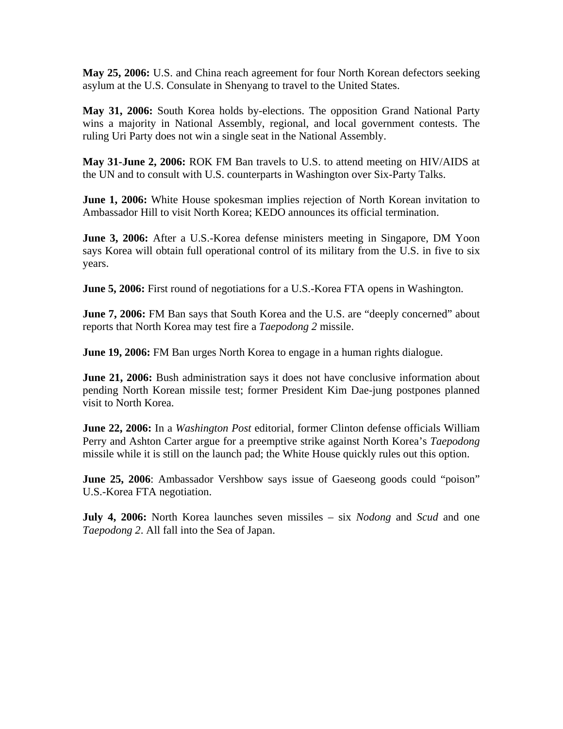**May 25, 2006:** U.S. and China reach agreement for four North Korean defectors seeking asylum at the U.S. Consulate in Shenyang to travel to the United States.

**May 31, 2006:** South Korea holds by-elections. The opposition Grand National Party wins a majority in National Assembly, regional, and local government contests. The ruling Uri Party does not win a single seat in the National Assembly.

**May 31-June 2, 2006:** ROK FM Ban travels to U.S. to attend meeting on HIV/AIDS at the UN and to consult with U.S. counterparts in Washington over Six-Party Talks.

**June 1, 2006:** White House spokesman implies rejection of North Korean invitation to Ambassador Hill to visit North Korea; KEDO announces its official termination.

**June 3, 2006:** After a U.S.-Korea defense ministers meeting in Singapore, DM Yoon says Korea will obtain full operational control of its military from the U.S. in five to six years.

**June 5, 2006:** First round of negotiations for a U.S.-Korea FTA opens in Washington.

**June 7, 2006:** FM Ban says that South Korea and the U.S. are "deeply concerned" about reports that North Korea may test fire a *Taepodong 2* missile.

**June 19, 2006:** FM Ban urges North Korea to engage in a human rights dialogue.

**June 21, 2006:** Bush administration says it does not have conclusive information about pending North Korean missile test; former President Kim Dae-jung postpones planned visit to North Korea.

**June 22, 2006:** In a *Washington Post* editorial, former Clinton defense officials William Perry and Ashton Carter argue for a preemptive strike against North Korea's *Taepodong* missile while it is still on the launch pad; the White House quickly rules out this option.

**June 25, 2006**: Ambassador Vershbow says issue of Gaeseong goods could "poison" U.S.-Korea FTA negotiation.

**July 4, 2006:** North Korea launches seven missiles – six *Nodong* and *Scud* and one *Taepodong 2*. All fall into the Sea of Japan.